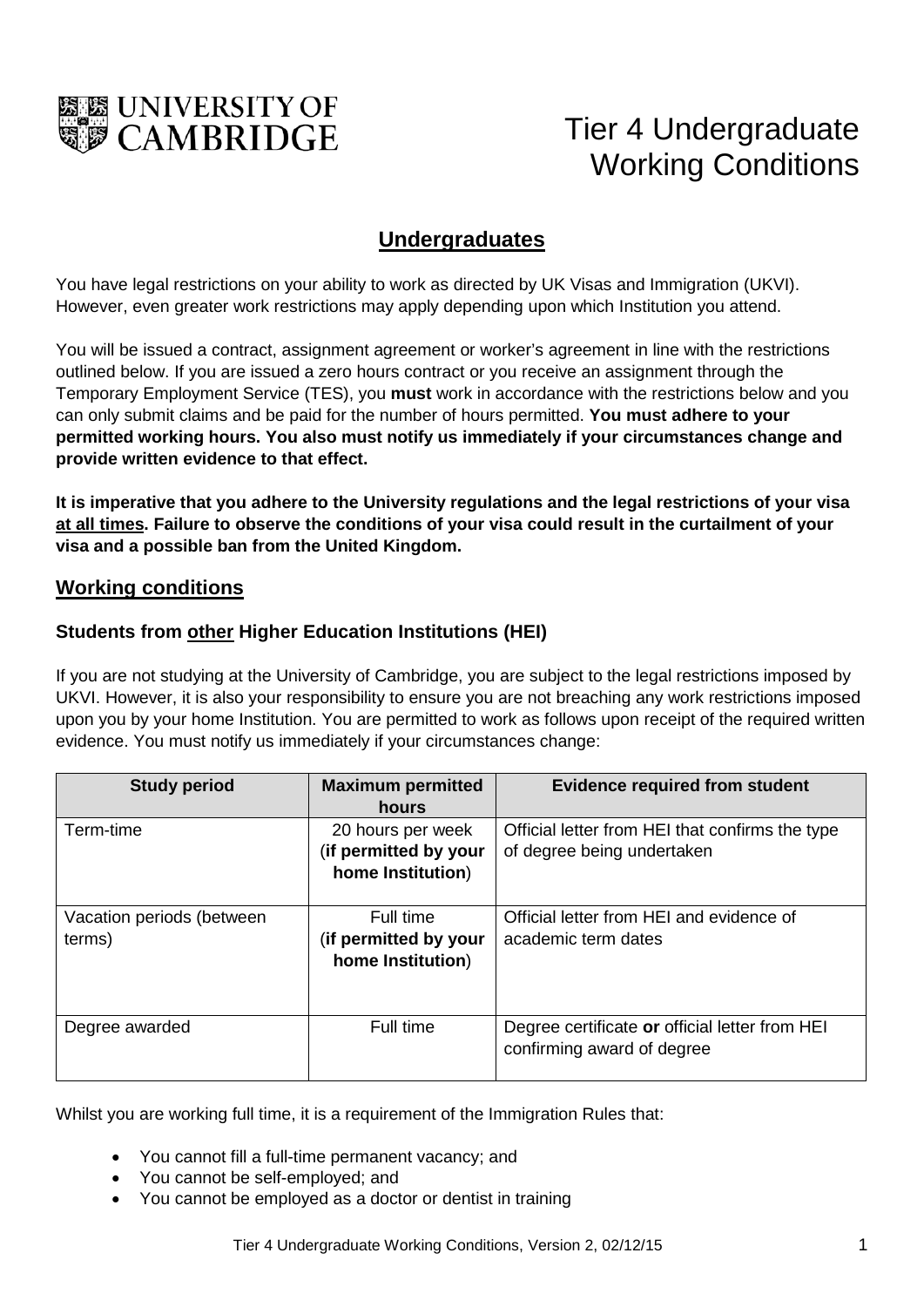UNIVERSITY OF CAMBRIDGE

# Tier 4 Undergraduate Working Conditions

## Undergraduates

You have legal restrictions on your ability to work as directed by UK Visas and Immigration (UKVI). However, even greater work restrictions may apply depending upon which Institution you attend.

You will be issued a contract, assignment agreement or worker's agreement in line with the restrictions outlined below. If you are issued a zero hours contract or you receive an assignment through the Temporary Employment Service (TES), you **must** work in accordance with the restrictions below and you can only submit claims and be paid for the number of hours permitted. **You must adhere to your permitted working hours. You also must notify us immediately if your circumstances change and provide written evidence to that effect.**

**It is imperative that you adhere to the University regulations and the legal restrictions of your visa at all times. Failure to observe the conditions of your visa could result in the curtailment of your visa and a possible ban from the United Kingdom.**

## Working conditions

### Students from other Higher Education Institutions (HEI)

If you are not studying at the University of Cambridge, you are subject to the legal restrictions imposed by UKVI. However, it is also your responsibility to ensure you are not breaching any work restrictions imposed upon you by your home Institution. You are permitted to work as follows upon receipt of the required written evidence. You must notify us immediately if your circumstances change:

| Study period | Maximum permitted hours | Evidence required from student |
|---|---|---|
| Term-time | 20 hours per week (**if permitted by your home Institution**) | Official letter from HEI that confirms the type of degree being undertaken |
| Vacation periods (between terms) | Full time (**if permitted by your home Institution**) | Official letter from HEI and evidence of academic term dates |
| Degree awarded | Full time | Degree certificate **or** official letter from HEI confirming award of degree |

Whilst you are working full time, it is a requirement of the Immigration Rules that:

- You cannot fill a full-time permanent vacancy; and
- You cannot be self-employed; and
- You cannot be employed as a doctor or dentist in training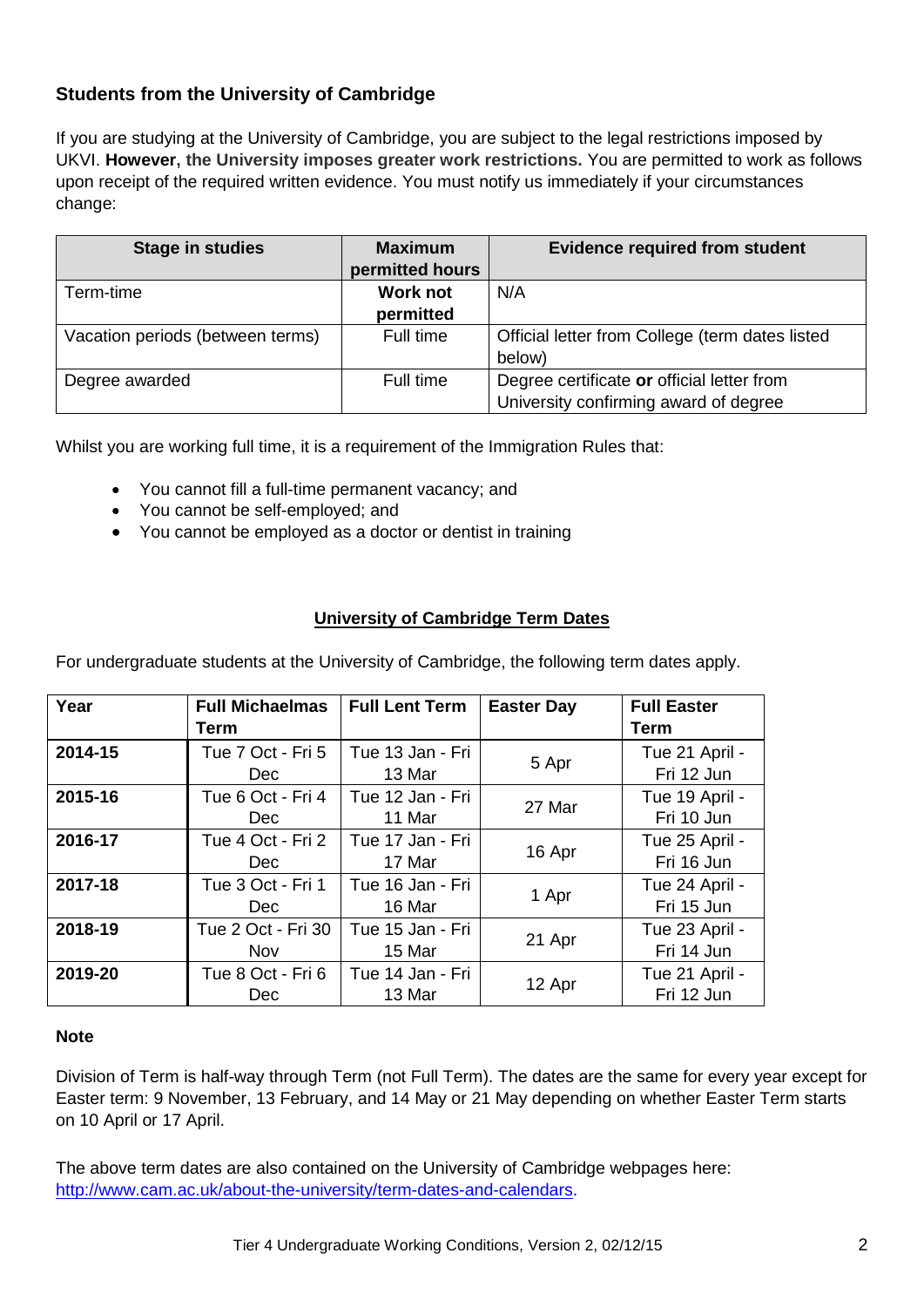### Students from the University of Cambridge

If you are studying at the University of Cambridge, you are subject to the legal restrictions imposed by UKVI. **However, the University imposes greater work restrictions.** You are permitted to work as follows upon receipt of the required written evidence. You must notify us immediately if your circumstances change:

| Stage in studies | Maximum permitted hours | Evidence required from student |
|---|---|---|
| Term-time | **Work not permitted** | N/A |
| Vacation periods (between terms) | Full time | Official letter from College (term dates listed below) |
| Degree awarded | Full time | Degree certificate **or** official letter from University confirming award of degree |

Whilst you are working full time, it is a requirement of the Immigration Rules that:

- You cannot fill a full-time permanent vacancy; and
- You cannot be self-employed; and
- You cannot be employed as a doctor or dentist in training

## University of Cambridge Term Dates

For undergraduate students at the University of Cambridge, the following term dates apply.

| Year | Full Michaelmas Term | Full Lent Term | Easter Day | Full Easter Term |
|---|---|---|---|---|
| **2014-15** | Tue 7 Oct - Fri 5 Dec | Tue 13 Jan - Fri 13 Mar | 5 Apr | Tue 21 April - Fri 12 Jun |
| **2015-16** | Tue 6 Oct - Fri 4 Dec | Tue 12 Jan - Fri 11 Mar | 27 Mar | Tue 19 April - Fri 10 Jun |
| **2016-17** | Tue 4 Oct - Fri 2 Dec | Tue 17 Jan - Fri 17 Mar | 16 Apr | Tue 25 April - Fri 16 Jun |
| **2017-18** | Tue 3 Oct - Fri 1 Dec | Tue 16 Jan - Fri 16 Mar | 1 Apr | Tue 24 April - Fri 15 Jun |
| **2018-19** | Tue 2 Oct - Fri 30 Nov | Tue 15 Jan - Fri 15 Mar | 21 Apr | Tue 23 April - Fri 14 Jun |
| **2019-20** | Tue 8 Oct - Fri 6 Dec | Tue 14 Jan - Fri 13 Mar | 12 Apr | Tue 21 April - Fri 12 Jun |

**Note**

Division of Term is half-way through Term (not Full Term). The dates are the same for every year except for Easter term: 9 November, 13 February, and 14 May or 21 May depending on whether Easter Term starts on 10 April or 17 April.

The above term dates are also contained on the University of Cambridge webpages here: http://www.cam.ac.uk/about-the-university/term-dates-and-calendars.